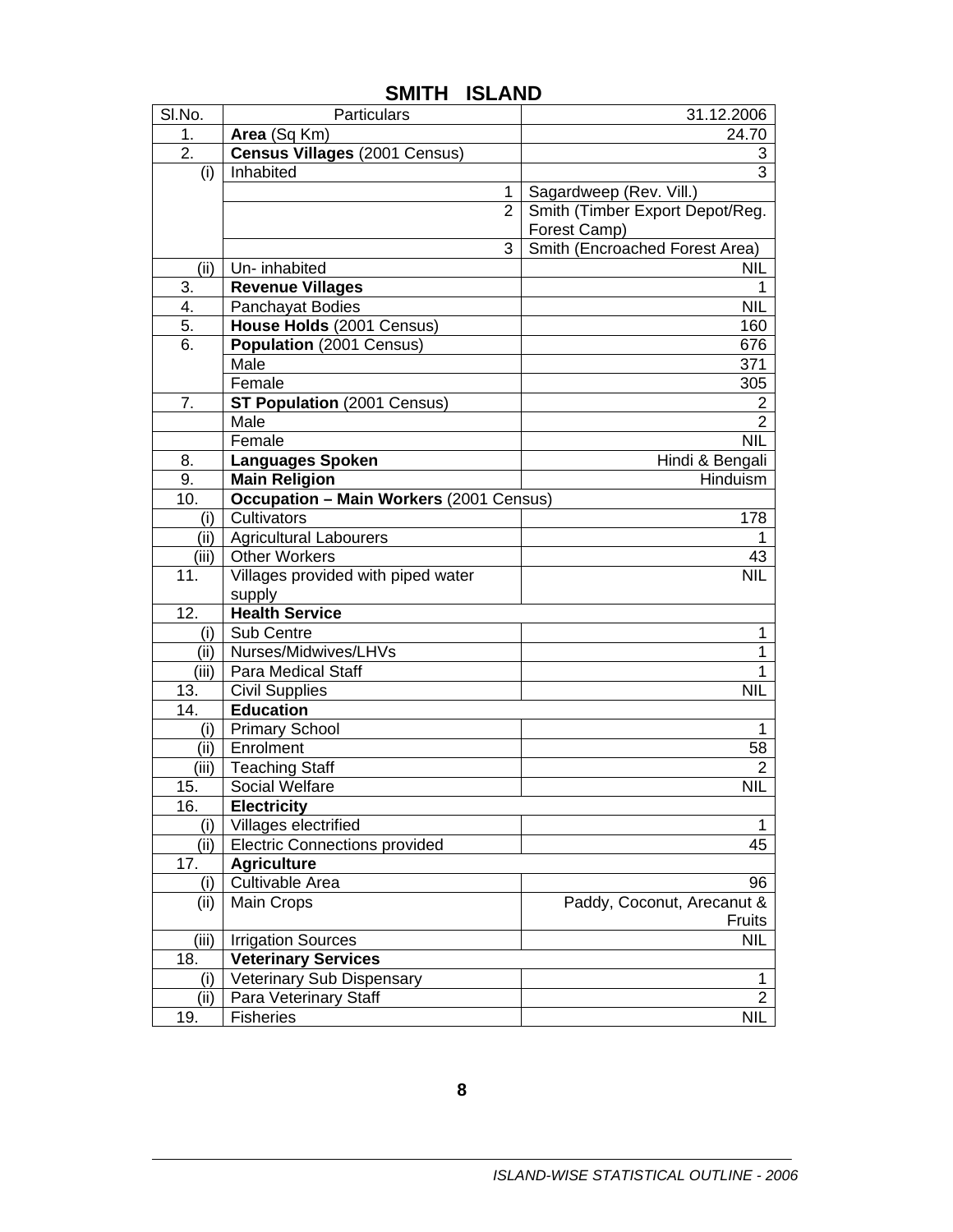# SMITH ISLAND

| Sl.No. | Particulars | 31.12.2006 |
|---|---|---|
| 1. | **Area** (Sq Km) | 24.70 |
| 2. | **Census Villages** (2001 Census) | 3 |
| (i) | Inhabited | 3 |
| | 1 | Sagardweep (Rev. Vill.) |
| | 2 | Smith (Timber Export Depot/Reg. Forest Camp) |
| | 3 | Smith (Encroached Forest Area) |
| (ii) | Un- inhabited | NIL |
| 3. | **Revenue Villages** | 1 |
| 4. | Panchayat Bodies | NIL |
| 5. | **House Holds** (2001 Census) | 160 |
| 6. | **Population** (2001 Census) | 676 |
| | Male | 371 |
| | Female | 305 |
| 7. | **ST Population** (2001 Census) | 2 |
| | Male | 2 |
| | Female | NIL |
| 8. | **Languages Spoken** | Hindi & Bengali |
| 9. | **Main Religion** | Hinduism |
| 10. | **Occupation – Main Workers** (2001 Census) | |
| (i) | Cultivators | 178 |
| (ii) | Agricultural Labourers | 1 |
| (iii) | Other Workers | 43 |
| 11. | Villages provided with piped water supply | NIL |
| 12. | **Health Service** | |
| (i) | Sub Centre | 1 |
| (ii) | Nurses/Midwives/LHVs | 1 |
| (iii) | Para Medical Staff | 1 |
| 13. | Civil Supplies | NIL |
| 14. | **Education** | |
| (i) | Primary School | 1 |
| (ii) | Enrolment | 58 |
| (iii) | Teaching Staff | 2 |
| 15. | Social Welfare | NIL |
| 16. | **Electricity** | |
| (i) | Villages electrified | 1 |
| (ii) | Electric Connections provided | 45 |
| 17. | **Agriculture** | |
| (i) | Cultivable Area | 96 |
| (ii) | Main Crops | Paddy, Coconut, Arecanut & Fruits |
| (iii) | Irrigation Sources | NIL |
| 18. | **Veterinary Services** | |
| (i) | Veterinary Sub Dispensary | 1 |
| (ii) | Para Veterinary Staff | 2 |
| 19. | Fisheries | NIL |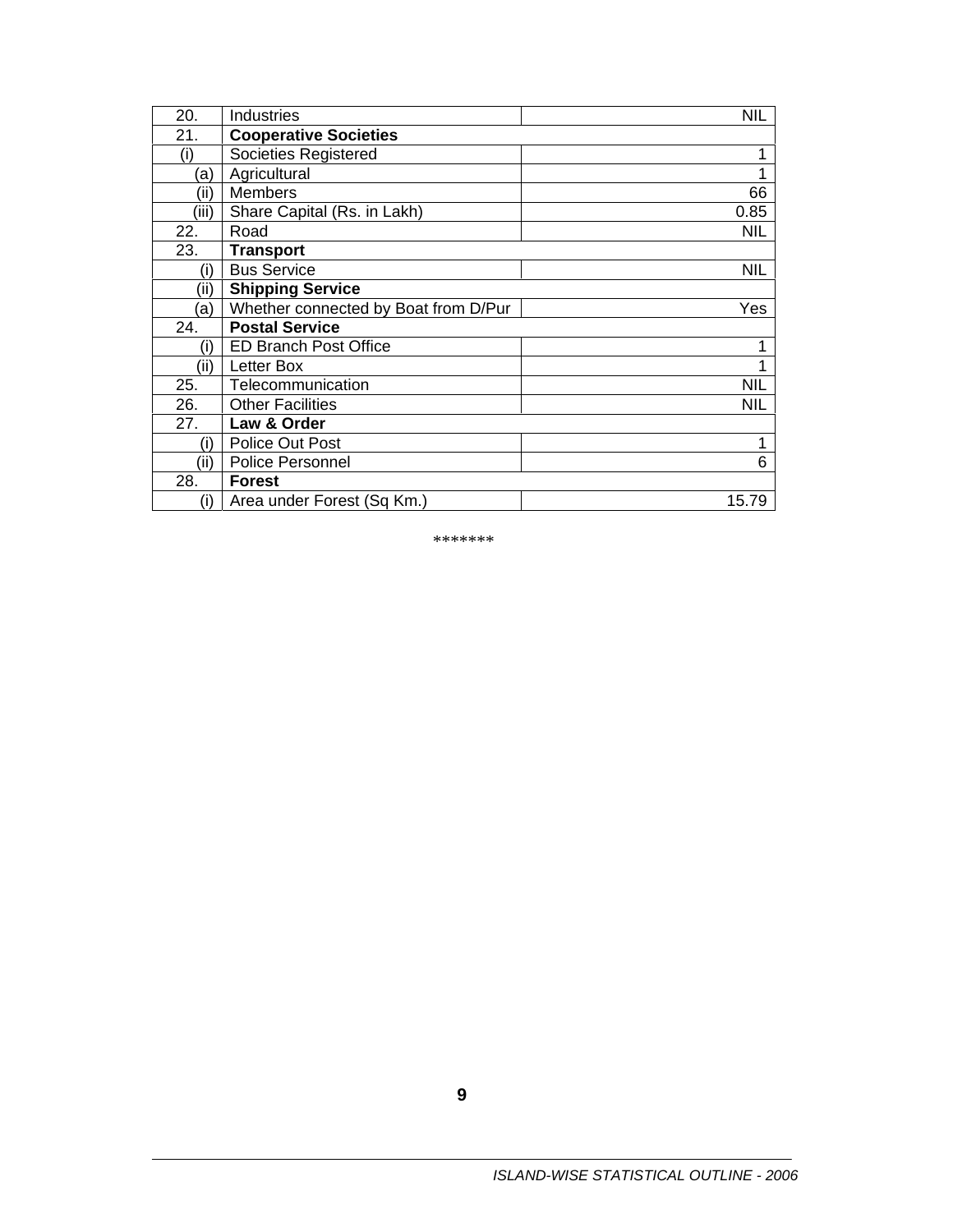| | | |
|---|---|---|
| 20. | Industries | NIL |
| 21. | **Cooperative Societies** | |
| (i) | Societies Registered | 1 |
| (a) | Agricultural | 1 |
| (ii) | Members | 66 |
| (iii) | Share Capital (Rs. in Lakh) | 0.85 |
| 22. | Road | NIL |
| 23. | **Transport** | |
| (i) | Bus Service | NIL |
| (ii) | **Shipping Service** | |
| (a) | Whether connected by Boat from D/Pur | Yes |
| 24. | **Postal Service** | |
| (i) | ED Branch Post Office | 1 |
| (ii) | Letter Box | 1 |
| 25. | Telecommunication | NIL |
| 26. | Other Facilities | NIL |
| 27. | **Law & Order** | |
| (i) | Police Out Post | 1 |
| (ii) | Police Personnel | 6 |
| 28. | **Forest** | |
| (i) | Area under Forest (Sq Km.) | 15.79 |

*******